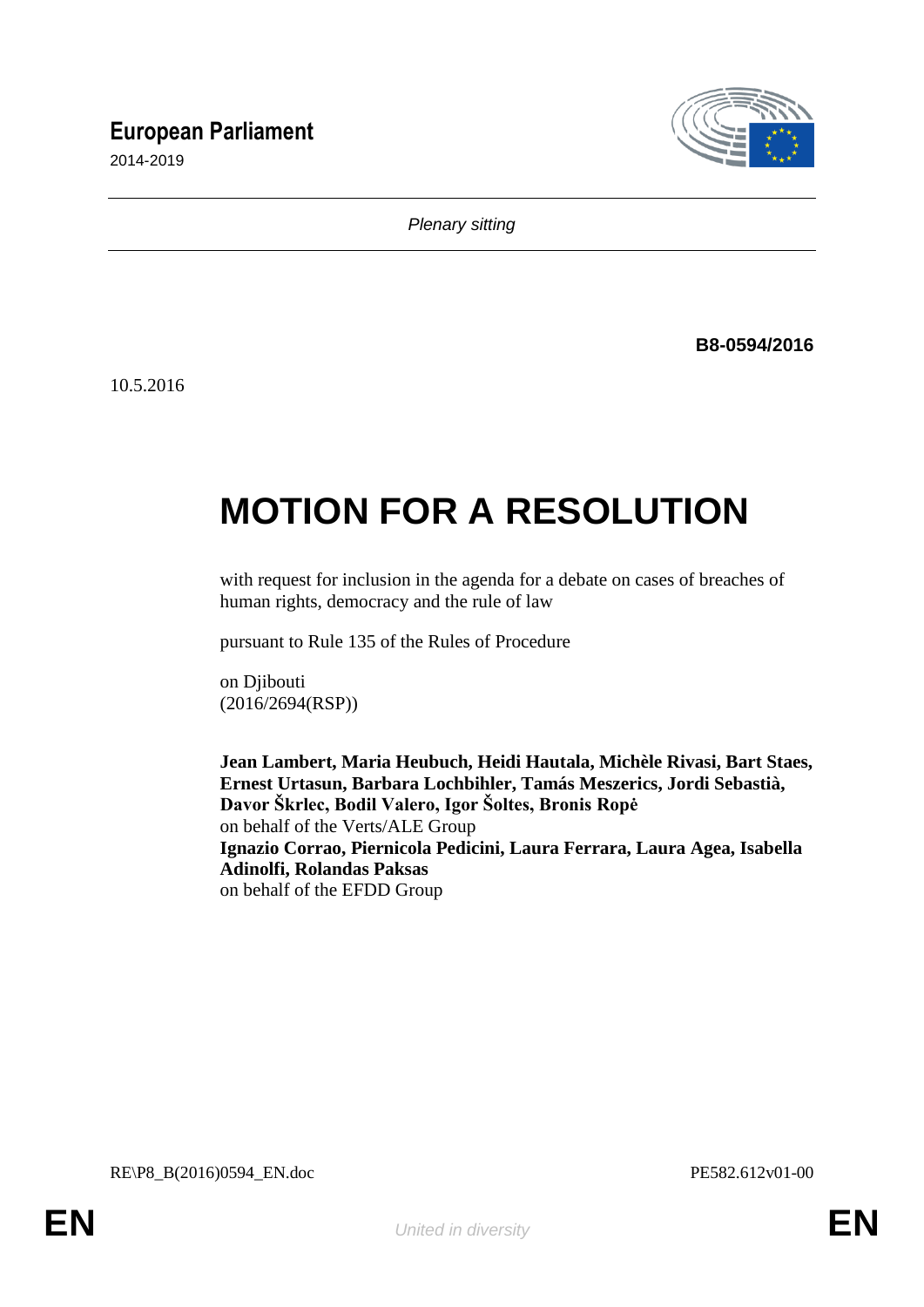**European Parliament**

2014-2019

*Plenary sitting*

**B8-0594/2016**

10.5.2016

# MOTION FOR A RESOLUTION

with request for inclusion in the agenda for a debate on cases of breaches of human rights, democracy and the rule of law

pursuant to Rule 135 of the Rules of Procedure

on Djibouti
(2016/2694(RSP))

**Jean Lambert, Maria Heubuch, Heidi Hautala, Michèle Rivasi, Bart Staes, Ernest Urtasun, Barbara Lochbihler, Tamás Meszerics, Jordi Sebastià, Davor Škrlec, Bodil Valero, Igor Šoltes, Bronis Ropė**
on behalf of the Verts/ALE Group
**Ignazio Corrao, Piernicola Pedicini, Laura Ferrara, Laura Agea, Isabella Adinolfi, Rolandas Paksas**
on behalf of the EFDD Group

RE\P8_B(2016)0594_EN.doc PE582.612v01-00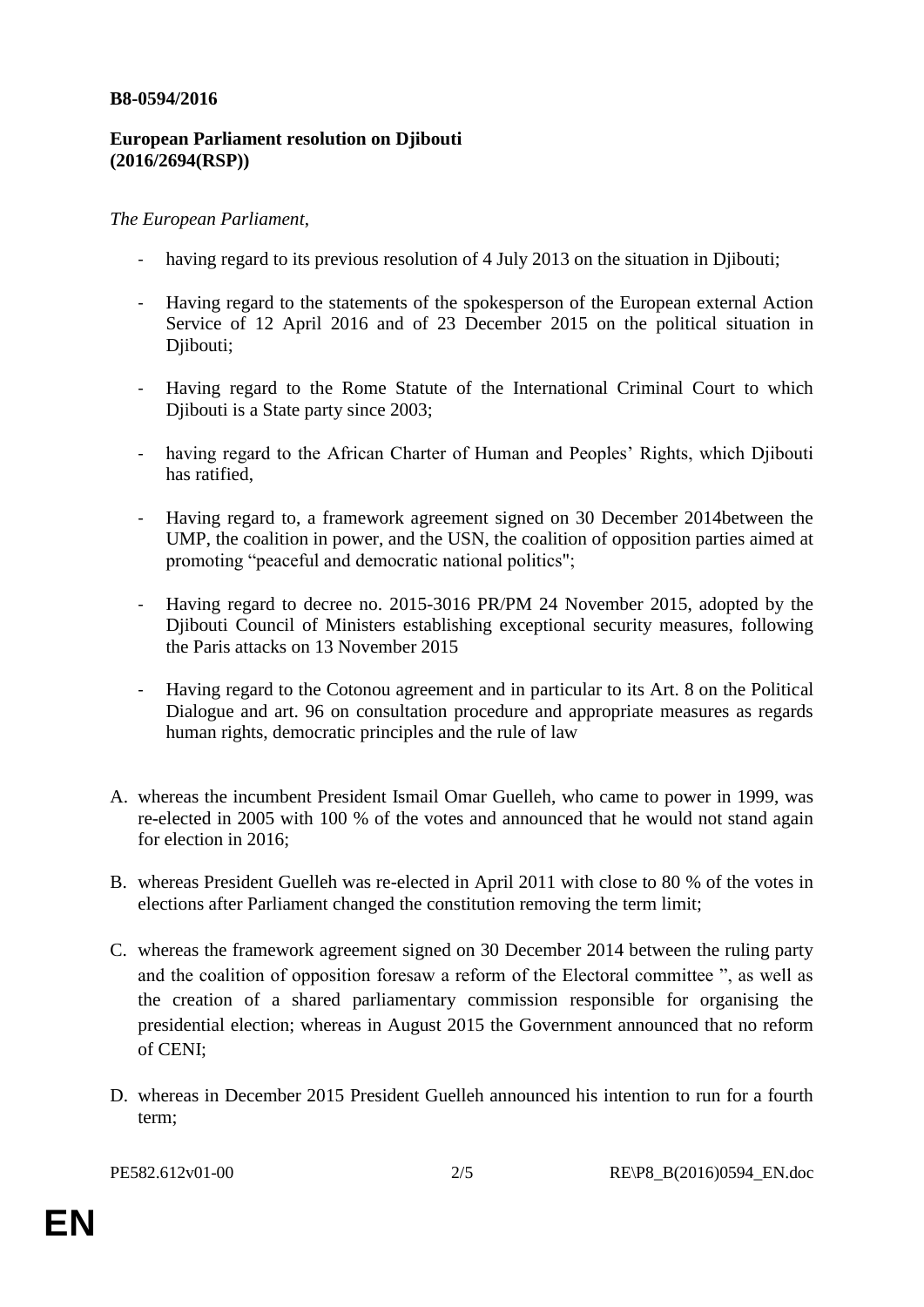**B8-0594/2016**

**European Parliament resolution on Djibouti (2016/2694(RSP))**

*The European Parliament*,

- having regard to its previous resolution of 4 July 2013 on the situation in Djibouti;
- Having regard to the statements of the spokesperson of the European external Action Service of 12 April 2016 and of 23 December 2015 on the political situation in Djibouti;
- Having regard to the Rome Statute of the International Criminal Court to which Djibouti is a State party since 2003;
- having regard to the African Charter of Human and Peoples' Rights, which Djibouti has ratified,
- Having regard to, a framework agreement signed on 30 December 2014between the UMP, the coalition in power, and the USN, the coalition of opposition parties aimed at promoting "peaceful and democratic national politics";
- Having regard to decree no. 2015-3016 PR/PM 24 November 2015, adopted by the Djibouti Council of Ministers establishing exceptional security measures, following the Paris attacks on 13 November 2015
- Having regard to the Cotonou agreement and in particular to its Art. 8 on the Political Dialogue and art. 96 on consultation procedure and appropriate measures as regards human rights, democratic principles and the rule of law

A. whereas the incumbent President Ismail Omar Guelleh, who came to power in 1999, was re-elected in 2005 with 100 % of the votes and announced that he would not stand again for election in 2016;

B. whereas President Guelleh was re-elected in April 2011 with close to 80 % of the votes in elections after Parliament changed the constitution removing the term limit;

C. whereas the framework agreement signed on 30 December 2014 between the ruling party and the coalition of opposition foresaw a reform of the Electoral committee ", as well as the creation of a shared parliamentary commission responsible for organising the presidential election; whereas in August 2015 the Government announced that no reform of CENI;

D. whereas in December 2015 President Guelleh announced his intention to run for a fourth term;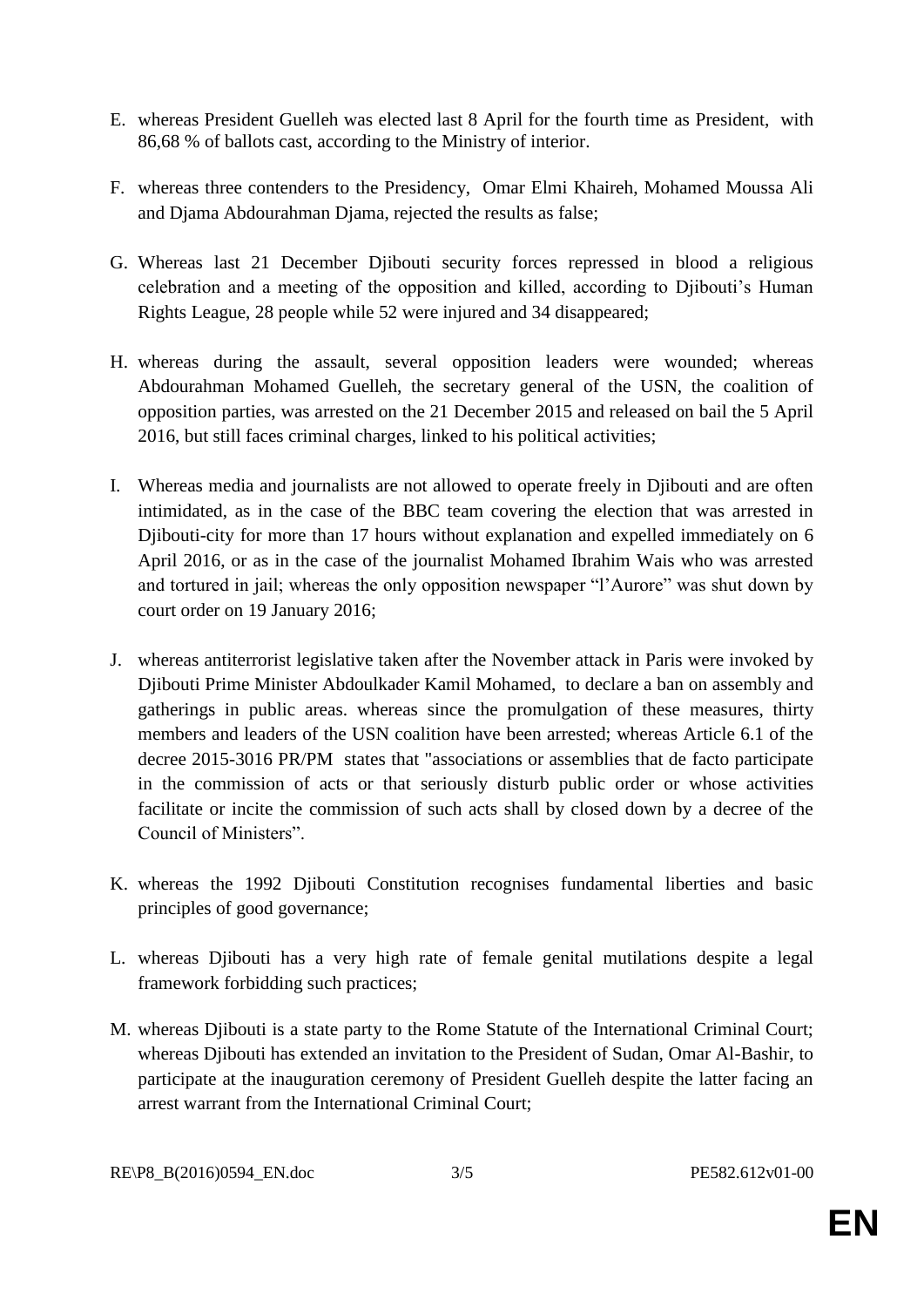E. whereas President Guelleh was elected last 8 April for the fourth time as President, with 86,68 % of ballots cast, according to the Ministry of interior.

F. whereas three contenders to the Presidency, Omar Elmi Khaireh, Mohamed Moussa Ali and Djama Abdourahman Djama, rejected the results as false;

G. Whereas last 21 December Djibouti security forces repressed in blood a religious celebration and a meeting of the opposition and killed, according to Djibouti's Human Rights League, 28 people while 52 were injured and 34 disappeared;

H. whereas during the assault, several opposition leaders were wounded; whereas Abdourahman Mohamed Guelleh, the secretary general of the USN, the coalition of opposition parties, was arrested on the 21 December 2015 and released on bail the 5 April 2016, but still faces criminal charges, linked to his political activities;

I. Whereas media and journalists are not allowed to operate freely in Djibouti and are often intimidated, as in the case of the BBC team covering the election that was arrested in Djibouti-city for more than 17 hours without explanation and expelled immediately on 6 April 2016, or as in the case of the journalist Mohamed Ibrahim Wais who was arrested and tortured in jail; whereas the only opposition newspaper "l'Aurore" was shut down by court order on 19 January 2016;

J. whereas antiterrorist legislative taken after the November attack in Paris were invoked by Djibouti Prime Minister Abdoulkader Kamil Mohamed, to declare a ban on assembly and gatherings in public areas. whereas since the promulgation of these measures, thirty members and leaders of the USN coalition have been arrested; whereas Article 6.1 of the decree 2015-3016 PR/PM states that "associations or assemblies that de facto participate in the commission of acts or that seriously disturb public order or whose activities facilitate or incite the commission of such acts shall by closed down by a decree of the Council of Ministers".

K. whereas the 1992 Djibouti Constitution recognises fundamental liberties and basic principles of good governance;

L. whereas Djibouti has a very high rate of female genital mutilations despite a legal framework forbidding such practices;

M. whereas Djibouti is a state party to the Rome Statute of the International Criminal Court; whereas Djibouti has extended an invitation to the President of Sudan, Omar Al-Bashir, to participate at the inauguration ceremony of President Guelleh despite the latter facing an arrest warrant from the International Criminal Court;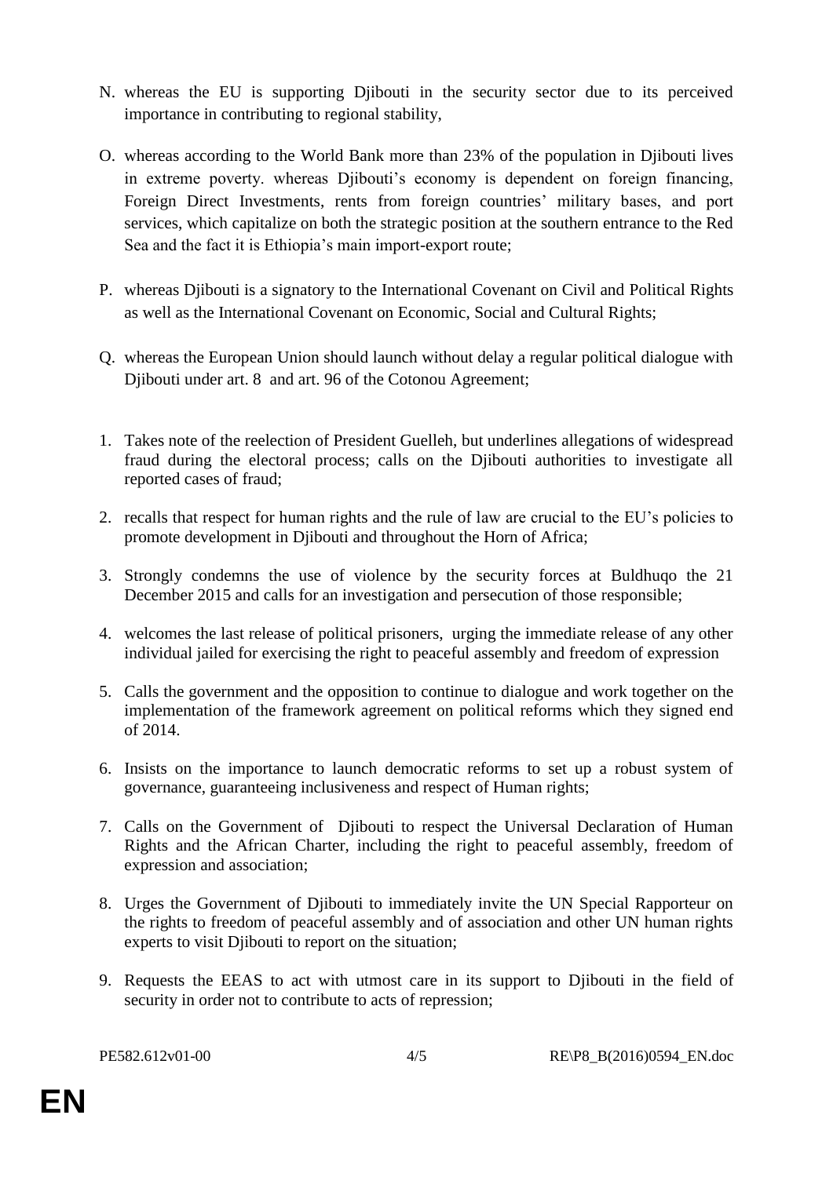N. whereas the EU is supporting Djibouti in the security sector due to its perceived importance in contributing to regional stability,

O. whereas according to the World Bank more than 23% of the population in Djibouti lives in extreme poverty. whereas Djibouti's economy is dependent on foreign financing, Foreign Direct Investments, rents from foreign countries' military bases, and port services, which capitalize on both the strategic position at the southern entrance to the Red Sea and the fact it is Ethiopia's main import-export route;

P. whereas Djibouti is a signatory to the International Covenant on Civil and Political Rights as well as the International Covenant on Economic, Social and Cultural Rights;

Q. whereas the European Union should launch without delay a regular political dialogue with Djibouti under art. 8 and art. 96 of the Cotonou Agreement;

1. Takes note of the reelection of President Guelleh, but underlines allegations of widespread fraud during the electoral process; calls on the Djibouti authorities to investigate all reported cases of fraud;

2. recalls that respect for human rights and the rule of law are crucial to the EU's policies to promote development in Djibouti and throughout the Horn of Africa;

3. Strongly condemns the use of violence by the security forces at Buldhuqo the 21 December 2015 and calls for an investigation and persecution of those responsible;

4. welcomes the last release of political prisoners, urging the immediate release of any other individual jailed for exercising the right to peaceful assembly and freedom of expression

5. Calls the government and the opposition to continue to dialogue and work together on the implementation of the framework agreement on political reforms which they signed end of 2014.

6. Insists on the importance to launch democratic reforms to set up a robust system of governance, guaranteeing inclusiveness and respect of Human rights;

7. Calls on the Government of Djibouti to respect the Universal Declaration of Human Rights and the African Charter, including the right to peaceful assembly, freedom of expression and association;

8. Urges the Government of Djibouti to immediately invite the UN Special Rapporteur on the rights to freedom of peaceful assembly and of association and other UN human rights experts to visit Djibouti to report on the situation;

9. Requests the EEAS to act with utmost care in its support to Djibouti in the field of security in order not to contribute to acts of repression;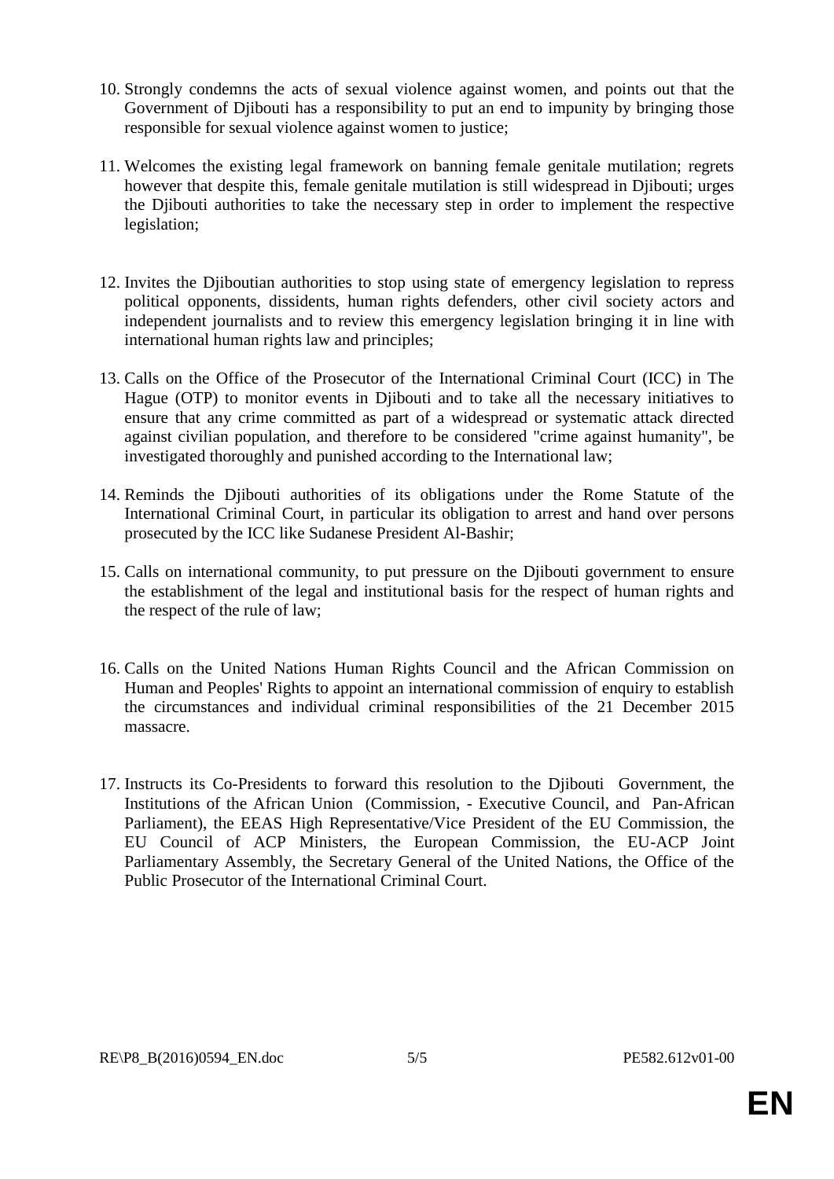10. Strongly condemns the acts of sexual violence against women, and points out that the Government of Djibouti has a responsibility to put an end to impunity by bringing those responsible for sexual violence against women to justice;

11. Welcomes the existing legal framework on banning female genitale mutilation; regrets however that despite this, female genitale mutilation is still widespread in Djibouti; urges the Djibouti authorities to take the necessary step in order to implement the respective legislation;

12. Invites the Djiboutian authorities to stop using state of emergency legislation to repress political opponents, dissidents, human rights defenders, other civil society actors and independent journalists and to review this emergency legislation bringing it in line with international human rights law and principles;

13. Calls on the Office of the Prosecutor of the International Criminal Court (ICC) in The Hague (OTP) to monitor events in Djibouti and to take all the necessary initiatives to ensure that any crime committed as part of a widespread or systematic attack directed against civilian population, and therefore to be considered "crime against humanity", be investigated thoroughly and punished according to the International law;

14. Reminds the Djibouti authorities of its obligations under the Rome Statute of the International Criminal Court, in particular its obligation to arrest and hand over persons prosecuted by the ICC like Sudanese President Al-Bashir;

15. Calls on international community, to put pressure on the Djibouti government to ensure the establishment of the legal and institutional basis for the respect of human rights and the respect of the rule of law;

16. Calls on the United Nations Human Rights Council and the African Commission on Human and Peoples' Rights to appoint an international commission of enquiry to establish the circumstances and individual criminal responsibilities of the 21 December 2015 massacre.

17. Instructs its Co-Presidents to forward this resolution to the Djibouti Government, the Institutions of the African Union (Commission, - Executive Council, and Pan-African Parliament), the EEAS High Representative/Vice President of the EU Commission, the EU Council of ACP Ministers, the European Commission, the EU-ACP Joint Parliamentary Assembly, the Secretary General of the United Nations, the Office of the Public Prosecutor of the International Criminal Court.